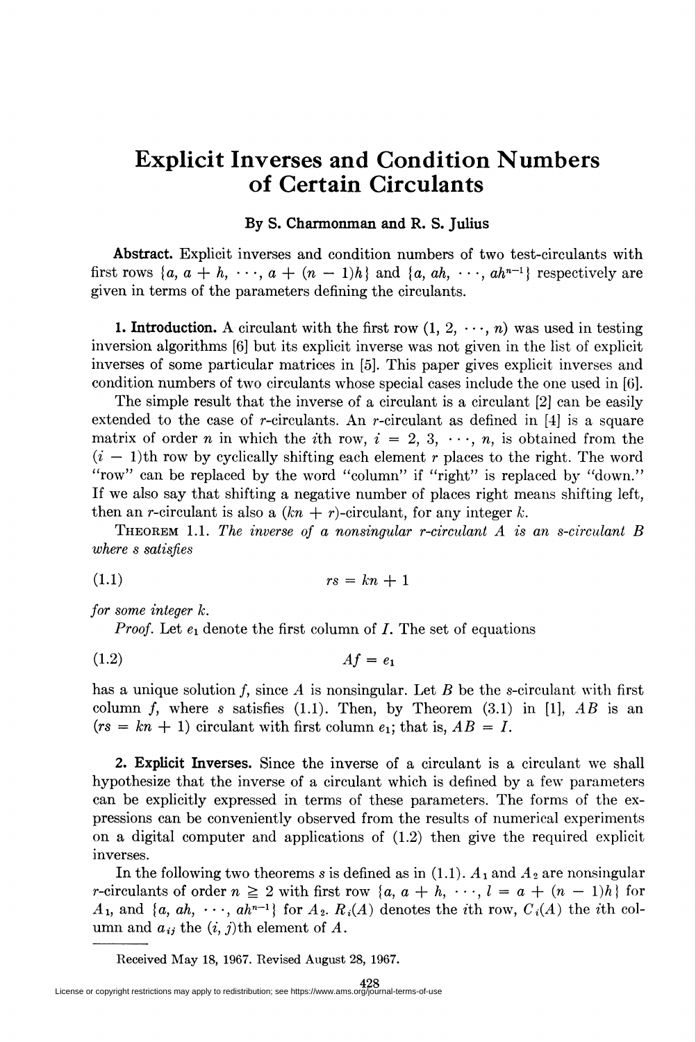# Explicit Inverses and Condition Numbers of Certain Circulants

**By S. Charmonman and R. S. Julius**

**Abstract.** Explicit inverses and condition numbers of two test-circulants with first rows $\{a, a + h, \cdots, a + (n - 1)h\}$ and $\{a, ah, \cdots, ah^{n-1}\}$ respectively are given in terms of the parameters defining the circulants.

**1. Introduction.** A circulant with the first row $(1, 2, \cdots, n)$ was used in testing inversion algorithms [6] but its explicit inverse was not given in the list of explicit inverses of some particular matrices in [5]. This paper gives explicit inverses and condition numbers of two circulants whose special cases include the one used in [6].

The simple result that the inverse of a circulant is a circulant [2] can be easily extended to the case of $r$-circulants. An $r$-circulant as defined in [4] is a square matrix of order $n$ in which the $i$th row, $i = 2, 3, \cdots, n$, is obtained from the $(i - 1)$th row by cyclically shifting each element $r$ places to the right. The word "row" can be replaced by the word "column" if "right" is replaced by "down." If we also say that shifting a negative number of places right means shifting left, then an $r$-circulant is also a $(kn + r)$-circulant, for any integer $k$.

THEOREM 1.1. *The inverse of a nonsingular $r$-circulant $A$ is an $s$-circulant $B$ where $s$ satisfies*

$$rs = kn + 1 \tag{1.1}$$

*for some integer $k$.*

*Proof.* Let $e_1$ denote the first column of $I$. The set of equations

$$Af = e_1 \tag{1.2}$$

has a unique solution $f$, since $A$ is nonsingular. Let $B$ be the $s$-circulant with first column $f$, where $s$ satisfies (1.1). Then, by Theorem (3.1) in [1], $AB$ is an $(rs = kn + 1)$ circulant with first column $e_1$; that is, $AB = I$.

**2. Explicit Inverses.** Since the inverse of a circulant is a circulant we shall hypothesize that the inverse of a circulant which is defined by a few parameters can be explicitly expressed in terms of these parameters. The forms of the expressions can be conveniently observed from the results of numerical experiments on a digital computer and applications of (1.2) then give the required explicit inverses.

In the following two theorems $s$ is defined as in (1.1). $A_1$ and $A_2$ are nonsingular $r$-circulants of order $n \geq 2$ with first row $\{a, a + h, \cdots, l = a + (n - 1)h\}$ for $A_1$, and $\{a, ah, \cdots, ah^{n-1}\}$ for $A_2$. $R_i(A)$ denotes the $i$th row, $C_i(A)$ the $i$th column and $a_{ij}$ the $(i, j)$th element of $A$.

---

Received May 18, 1967. Revised August 28, 1967.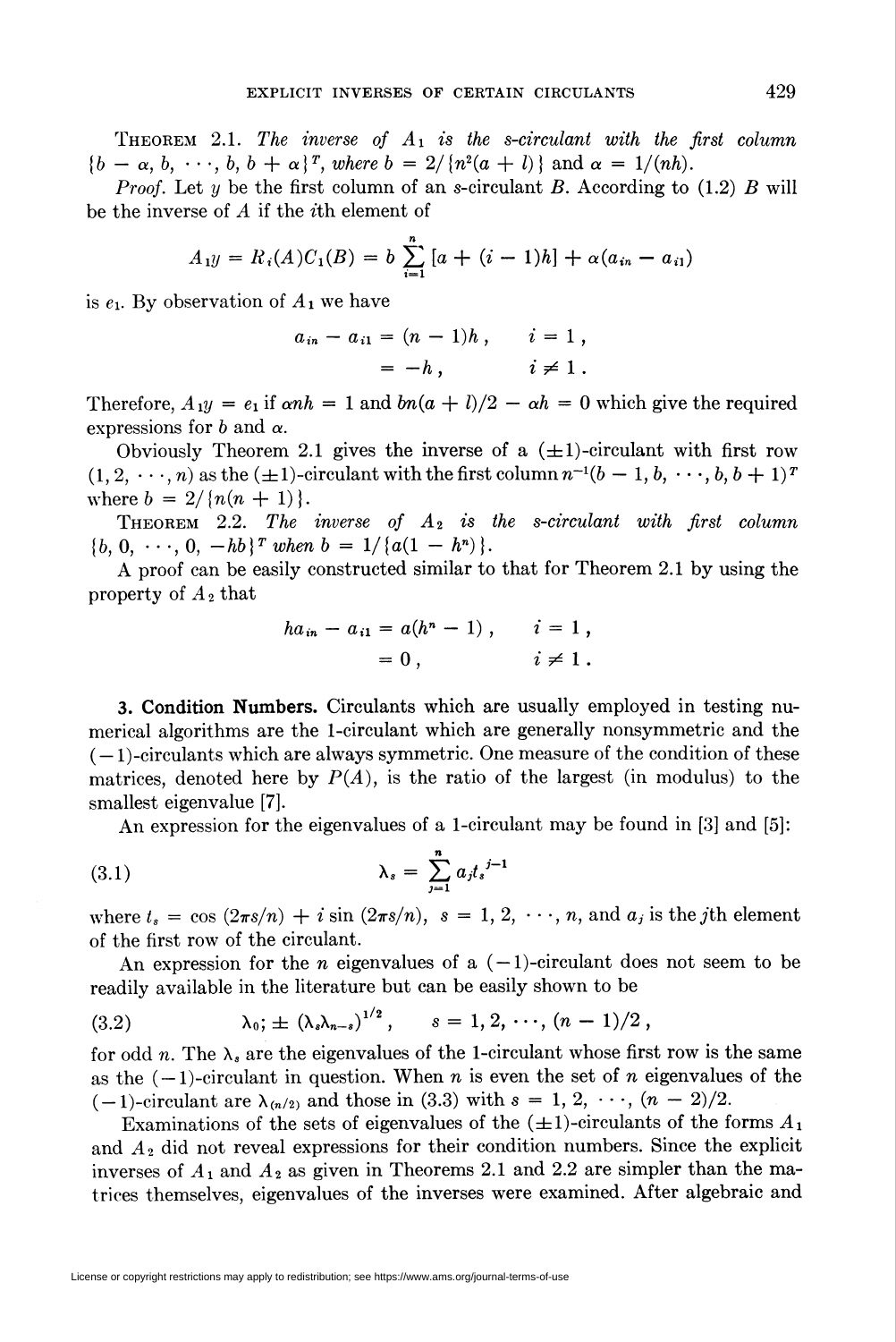**Theorem 2.1.** *The inverse of $A_1$ is the s-circulant with the first column $\{b - \alpha, b, \cdots, b, b + \alpha\}^T$, where $b = 2/\{n^2(a + l)\}$* and $\alpha = 1/(nh)$.

*Proof.* Let $y$ be the first column of an $s$-circulant $B$. According to (1.2) $B$ will be the inverse of $A$ if the $i$th element of

$$A_1 y = R_i(A)C_1(B) = b \sum_{i=1}^{n} [a + (i-1)h] + \alpha(a_{in} - a_{i1})$$

is $e_1$. By observation of $A_1$ we have

$$\begin{aligned} a_{in} - a_{i1} &= (n-1)h, \qquad i = 1, \\ &= -h, \qquad i \neq 1. \end{aligned}$$

Therefore, $A_1 y = e_1$ if $\alpha n h = 1$ and $bn(a + l)/2 - \alpha h = 0$ which give the required expressions for $b$ and $\alpha$.

Obviously Theorem 2.1 gives the inverse of a $(\pm 1)$-circulant with first row $(1, 2, \cdots, n)$ as the $(\pm 1)$-circulant with the first column $n^{-1}(b - 1, b, \cdots, b, b + 1)^T$ where $b = 2/\{n(n + 1)\}$.

**Theorem 2.2.** *The inverse of $A_2$ is the s-circulant with first column $\{b, 0, \cdots, 0, -hb\}^T$ when $b = 1/\{a(1 - h^n)\}$.*

A proof can be easily constructed similar to that for Theorem 2.1 by using the property of $A_2$ that

$$\begin{aligned} h a_{in} - a_{i1} &= a(h^n - 1), \qquad i = 1, \\ &= 0, \qquad i \neq 1. \end{aligned}$$

**3. Condition Numbers.** Circulants which are usually employed in testing numerical algorithms are the 1-circulant which are generally nonsymmetric and the $(-1)$-circulants which are always symmetric. One measure of the condition of these matrices, denoted here by $P(A)$, is the ratio of the largest (in modulus) to the smallest eigenvalue [7].

An expression for the eigenvalues of a 1-circulant may be found in [3] and [5]:

$$\lambda_s = \sum_{j=1}^{n} a_j t_s^{\,j-1} \tag{3.1}$$

where $t_s = \cos(2\pi s/n) + i \sin(2\pi s/n)$, $s = 1, 2, \cdots, n$, and $a_j$ is the $j$th element of the first row of the circulant.

An expression for the $n$ eigenvalues of a $(-1)$-circulant does not seem to be readily available in the literature but can be easily shown to be

$$\lambda_0;\ \pm\, (\lambda_s \lambda_{n-s})^{1/2}, \qquad s = 1, 2, \cdots, (n-1)/2, \tag{3.2}$$

for odd $n$. The $\lambda_s$ are the eigenvalues of the 1-circulant whose first row is the same as the $(-1)$-circulant in question. When $n$ is even the set of $n$ eigenvalues of the $(-1)$-circulant are $\lambda_{(n/2)}$ and those in (3.3) with $s = 1, 2, \cdots, (n-2)/2$.

Examinations of the sets of eigenvalues of the $(\pm 1)$-circulants of the forms $A_1$ and $A_2$ did not reveal expressions for their condition numbers. Since the explicit inverses of $A_1$ and $A_2$ as given in Theorems 2.1 and 2.2 are simpler than the matrices themselves, eigenvalues of the inverses were examined. After algebraic and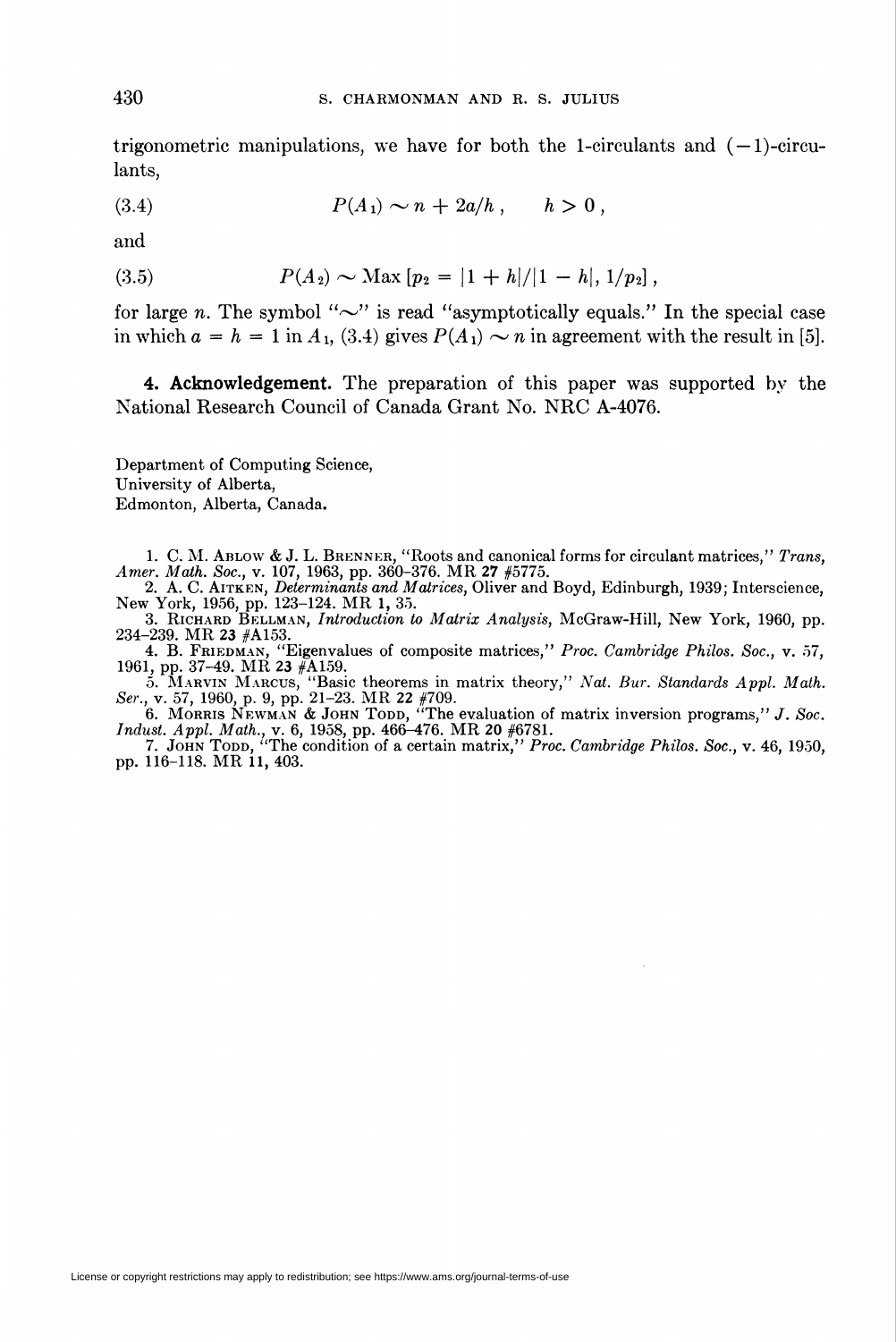trigonometric manipulations, we have for both the 1-circulants and $(-1)$-circulants,

$$P(A_1) \sim n + 2a/h\,, \qquad h > 0\,, \tag{3.4}$$

and

$$P(A_2) \sim \text{Max}\,[p_2 = |1 + h|/|1 - h|,\, 1/p_2]\,, \tag{3.5}$$

for large $n$. The symbol "$\sim$" is read "asymptotically equals." In the special case in which $a = h = 1$ in $A_1$, (3.4) gives $P(A_1) \sim n$ in agreement with the result in [5].

**4. Acknowledgement.** The preparation of this paper was supported by the National Research Council of Canada Grant No. NRC A-4076.

Department of Computing Science,
University of Alberta,
Edmonton, Alberta, Canada.

1. C. M. Ablow & J. L. Brenner, "Roots and canonical forms for circulant matrices," *Trans. Amer. Math. Soc.*, v. 107, 1963, pp. 360–376. MR **27** #5775.
2. A. C. Aitken, *Determinants and Matrices*, Oliver and Boyd, Edinburgh, 1939; Interscience, New York, 1956, pp. 123–124. MR **1**, 35.
3. Richard Bellman, *Introduction to Matrix Analysis*, McGraw-Hill, New York, 1960, pp. 234–239. MR **23** #A153.
4. B. Friedman, "Eigenvalues of composite matrices," *Proc. Cambridge Philos. Soc.*, v. 57, 1961, pp. 37–49. MR **23** #A159.
5. Marvin Marcus, "Basic theorems in matrix theory," *Nat. Bur. Standards Appl. Math. Ser.*, v. 57, 1960, p. 9, pp. 21–23. MR **22** #709.
6. Morris Newman & John Todd, "The evaluation of matrix inversion programs," *J. Soc. Indust. Appl. Math.*, v. 6, 1958, pp. 466–476. MR **20** #6781.
7. John Todd, "The condition of a certain matrix," *Proc. Cambridge Philos. Soc.*, v. 46, 1950, pp. 116–118. MR **11**, 403.